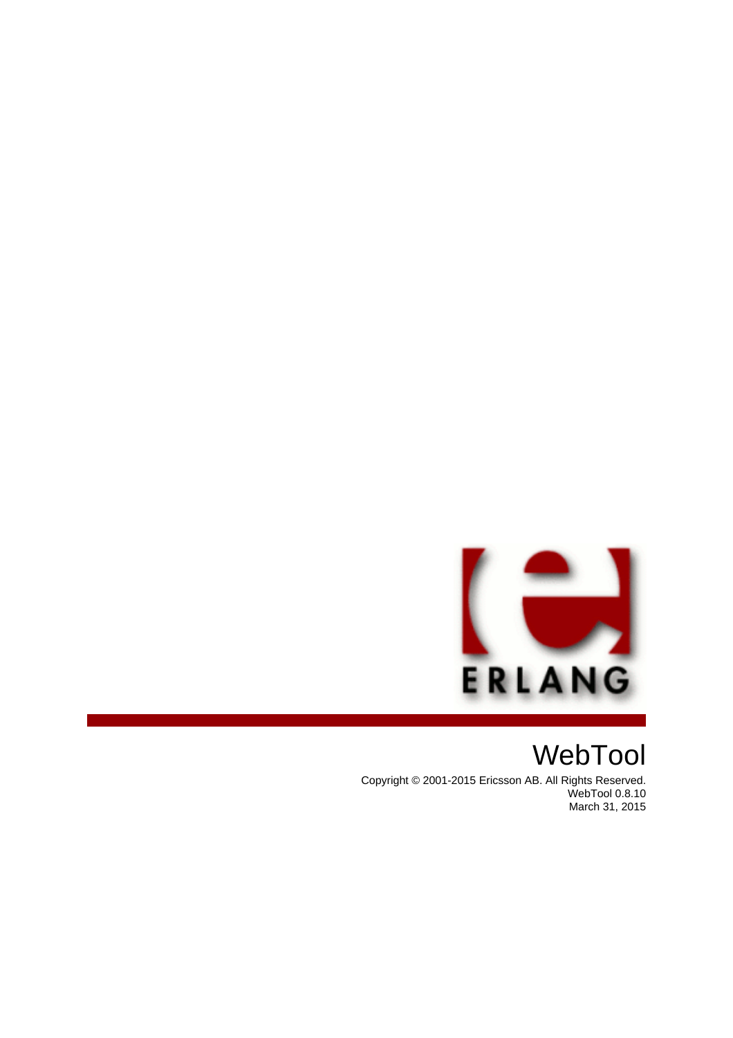# WebTool

Copyright © 2001-2015 Ericsson AB. All Rights Reserved.
WebTool 0.8.10
March 31, 2015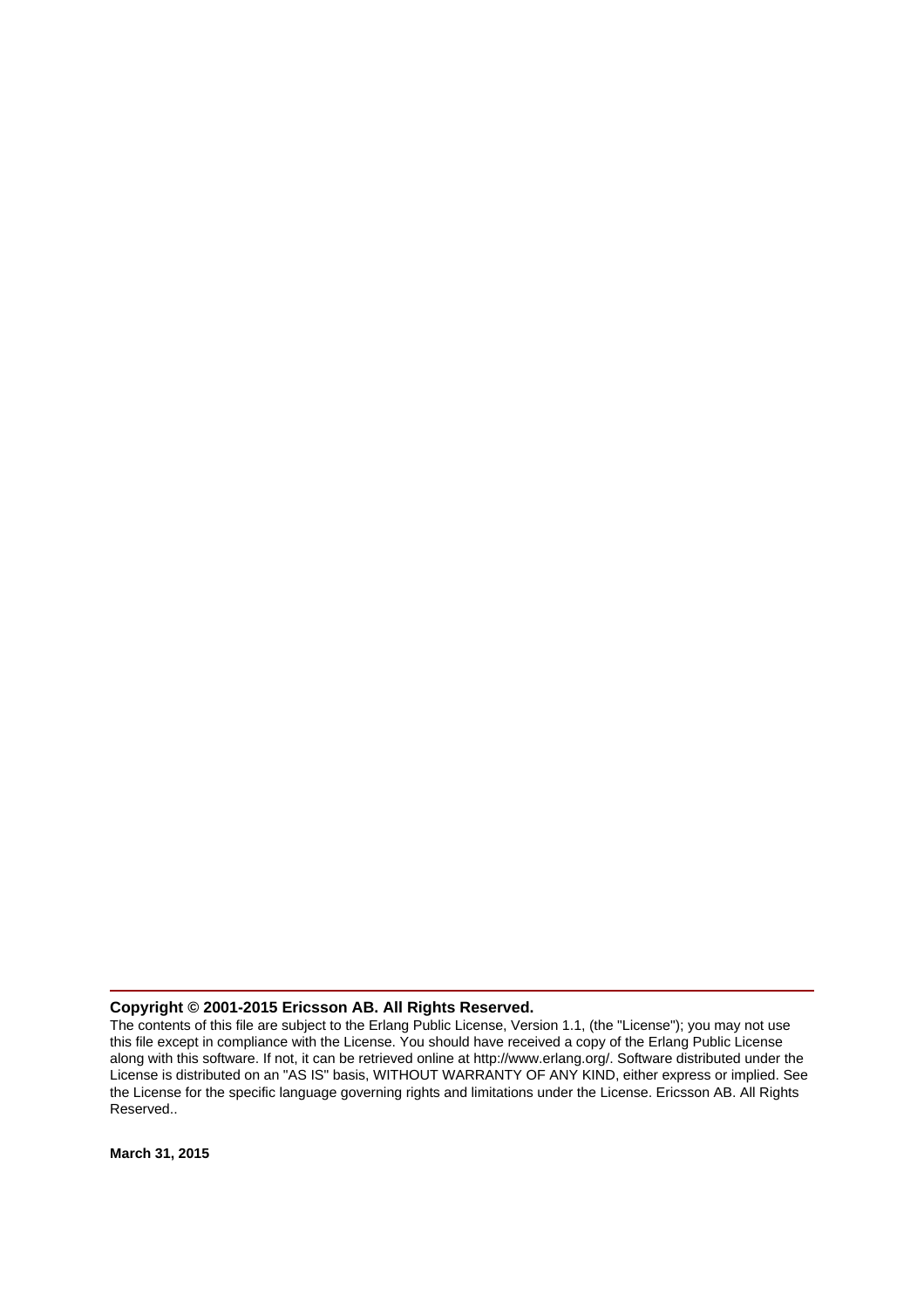**Copyright © 2001-2015 Ericsson AB. All Rights Reserved.**

The contents of this file are subject to the Erlang Public License, Version 1.1, (the "License"); you may not use this file except in compliance with the License. You should have received a copy of the Erlang Public License along with this software. If not, it can be retrieved online at http://www.erlang.org/. Software distributed under the License is distributed on an "AS IS" basis, WITHOUT WARRANTY OF ANY KIND, either express or implied. See the License for the specific language governing rights and limitations under the License. Ericsson AB. All Rights Reserved..

**March 31, 2015**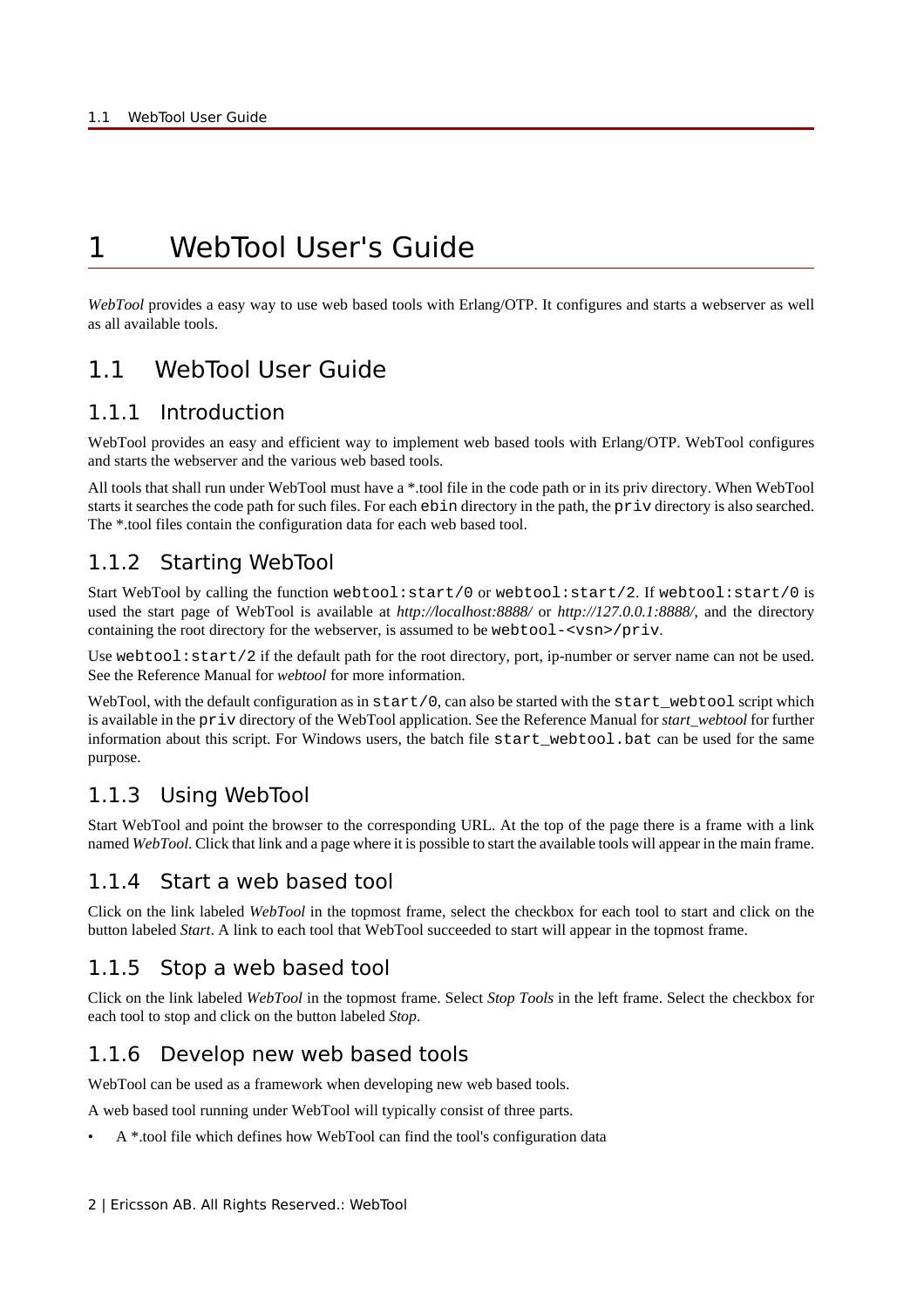# 1 WebTool User's Guide

*WebTool* provides a easy way to use web based tools with Erlang/OTP. It configures and starts a webserver as well as all available tools.

## 1.1 WebTool User Guide

### 1.1.1 Introduction

WebTool provides an easy and efficient way to implement web based tools with Erlang/OTP. WebTool configures and starts the webserver and the various web based tools.

All tools that shall run under WebTool must have a *.tool file in the code path or in its priv directory. When WebTool starts it searches the code path for such files. For each `ebin` directory in the path, the `priv` directory is also searched. The *.tool files contain the configuration data for each web based tool.

### 1.1.2 Starting WebTool

Start WebTool by calling the function `webtool:start/0` or `webtool:start/2`. If `webtool:start/0` is used the start page of WebTool is available at *http://localhost:8888/* or *http://127.0.0.1:8888/*, and the directory containing the root directory for the webserver, is assumed to be `webtool-<vsn>/priv`.

Use `webtool:start/2` if the default path for the root directory, port, ip-number or server name can not be used. See the Reference Manual for *webtool* for more information.

WebTool, with the default configuration as in `start/0`, can also be started with the `start_webtool` script which is available in the `priv` directory of the WebTool application. See the Reference Manual for *start_webtool* for further information about this script. For Windows users, the batch file `start_webtool.bat` can be used for the same purpose.

### 1.1.3 Using WebTool

Start WebTool and point the browser to the corresponding URL. At the top of the page there is a frame with a link named *WebTool*. Click that link and a page where it is possible to start the available tools will appear in the main frame.

### 1.1.4 Start a web based tool

Click on the link labeled *WebTool* in the topmost frame, select the checkbox for each tool to start and click on the button labeled *Start*. A link to each tool that WebTool succeeded to start will appear in the topmost frame.

### 1.1.5 Stop a web based tool

Click on the link labeled *WebTool* in the topmost frame. Select *Stop Tools* in the left frame. Select the checkbox for each tool to stop and click on the button labeled *Stop*.

### 1.1.6 Develop new web based tools

WebTool can be used as a framework when developing new web based tools.

A web based tool running under WebTool will typically consist of three parts.

- A *.tool file which defines how WebTool can find the tool's configuration data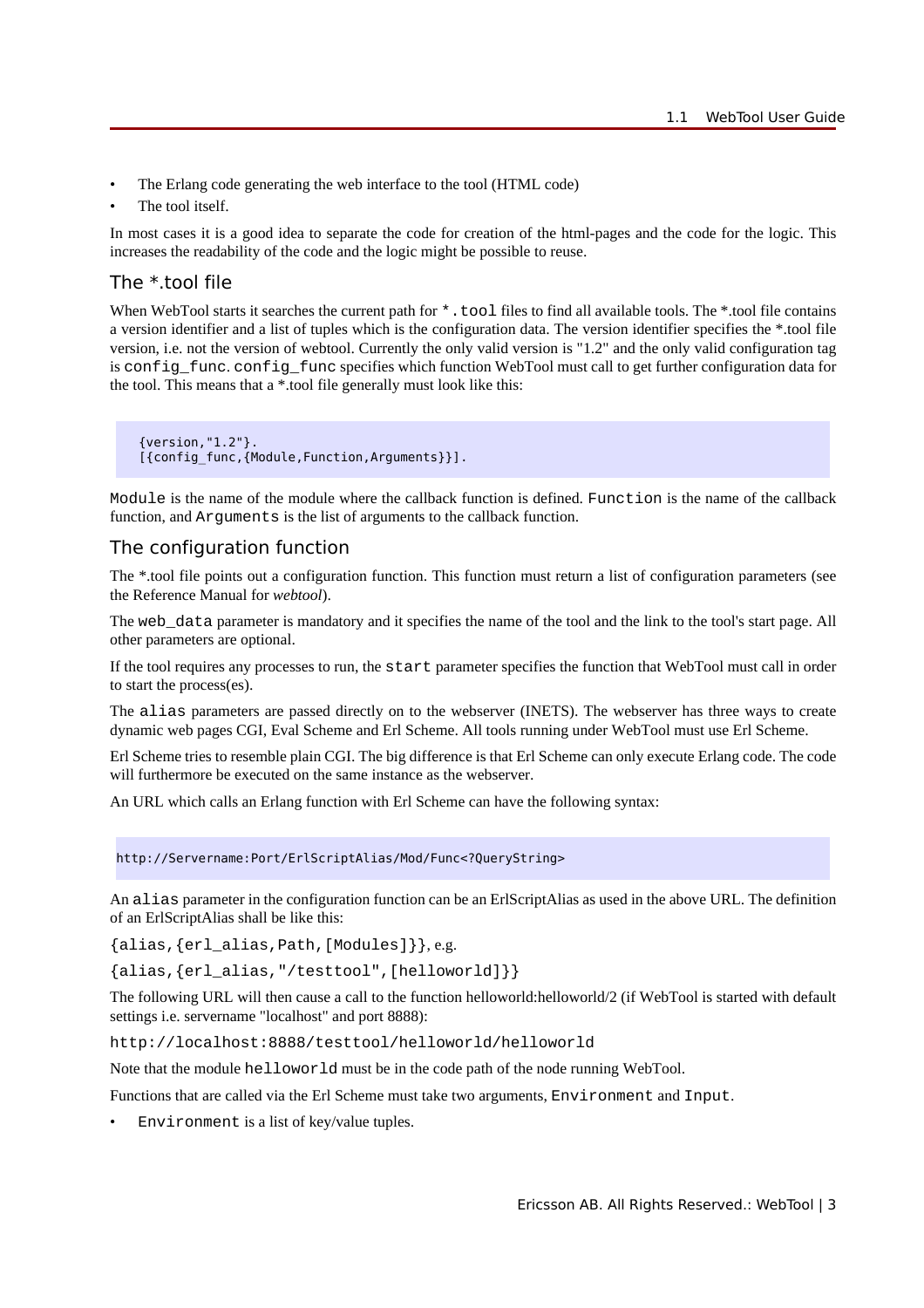- The Erlang code generating the web interface to the tool (HTML code)
- The tool itself.

In most cases it is a good idea to separate the code for creation of the html-pages and the code for the logic. This increases the readability of the code and the logic might be possible to reuse.

## The *.tool file

When WebTool starts it searches the current path for `*.tool` files to find all available tools. The *.tool file contains a version identifier and a list of tuples which is the configuration data. The version identifier specifies the *.tool file version, i.e. not the version of webtool. Currently the only valid version is "1.2" and the only valid configuration tag is `config_func`. `config_func` specifies which function WebTool must call to get further configuration data for the tool. This means that a *.tool file generally must look like this:

```
{version,"1.2"}.
[{config_func,{Module,Function,Arguments}}].
```

`Module` is the name of the module where the callback function is defined. `Function` is the name of the callback function, and `Arguments` is the list of arguments to the callback function.

## The configuration function

The *.tool file points out a configuration function. This function must return a list of configuration parameters (see the Reference Manual for *webtool*).

The `web_data` parameter is mandatory and it specifies the name of the tool and the link to the tool's start page. All other parameters are optional.

If the tool requires any processes to run, the `start` parameter specifies the function that WebTool must call in order to start the process(es).

The `alias` parameters are passed directly on to the webserver (INETS). The webserver has three ways to create dynamic web pages CGI, Eval Scheme and Erl Scheme. All tools running under WebTool must use Erl Scheme.

Erl Scheme tries to resemble plain CGI. The big difference is that Erl Scheme can only execute Erlang code. The code will furthermore be executed on the same instance as the webserver.

An URL which calls an Erlang function with Erl Scheme can have the following syntax:

```
http://Servername:Port/ErlScriptAlias/Mod/Func<?QueryString>
```

An `alias` parameter in the configuration function can be an ErlScriptAlias as used in the above URL. The definition of an ErlScriptAlias shall be like this:

`{alias,{erl_alias,Path,[Modules]}}`, e.g.

`{alias,{erl_alias,"/testtool",[helloworld]}}`

The following URL will then cause a call to the function helloworld:helloworld/2 (if WebTool is started with default settings i.e. servername "localhost" and port 8888):

`http://localhost:8888/testtool/helloworld/helloworld`

Note that the module `helloworld` must be in the code path of the node running WebTool.

Functions that are called via the Erl Scheme must take two arguments, `Environment` and `Input`.

- `Environment` is a list of key/value tuples.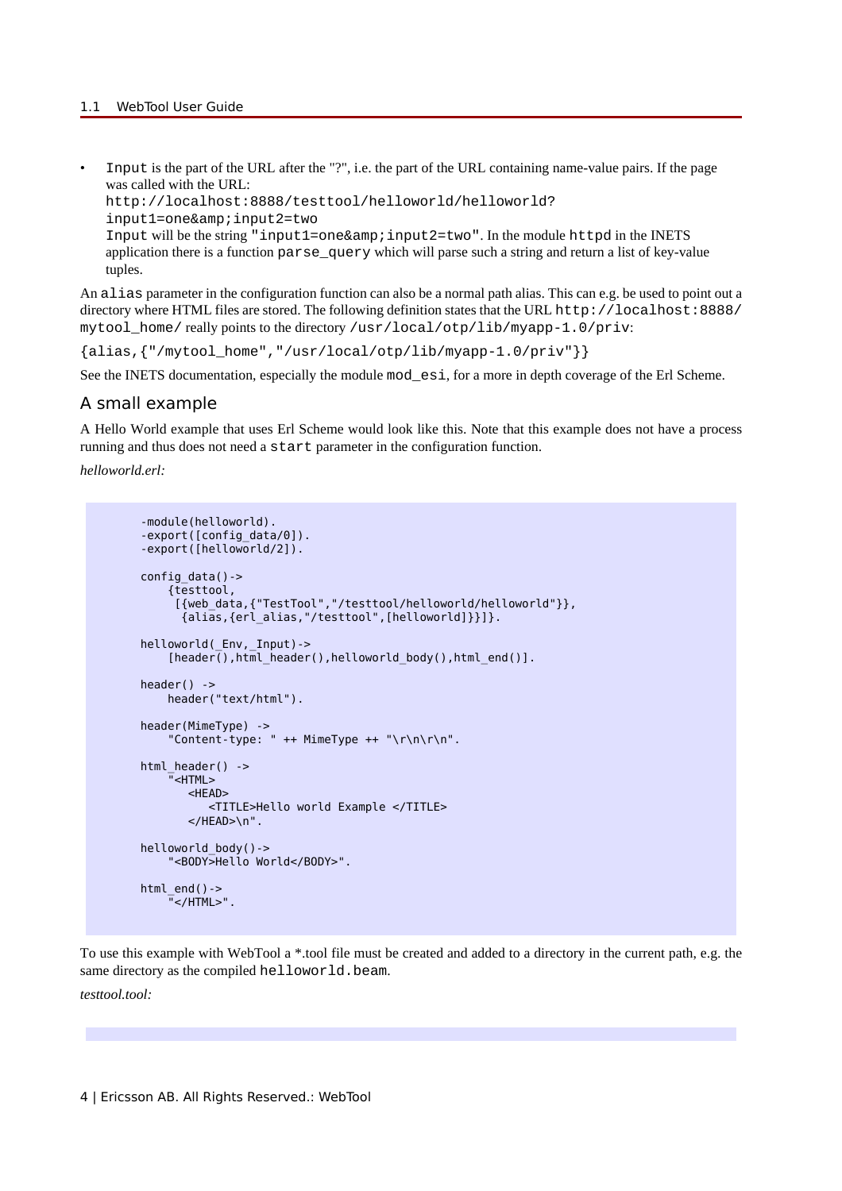- `Input` is the part of the URL after the "?", i.e. the part of the URL containing name-value pairs. If the page was called with the URL:
  `http://localhost:8888/testtool/helloworld/helloworld?input1=one&amp;input2=two`
  `Input` will be the string `"input1=one&amp;input2=two"`. In the module `httpd` in the INETS application there is a function `parse_query` which will parse such a string and return a list of key-value tuples.

An `alias` parameter in the configuration function can also be a normal path alias. This can e.g. be used to point out a directory where HTML files are stored. The following definition states that the URL `http://localhost:8888/mytool_home/` really points to the directory `/usr/local/otp/lib/myapp-1.0/priv`:

`{alias,{"/mytool_home","/usr/local/otp/lib/myapp-1.0/priv"}}`

See the INETS documentation, especially the module `mod_esi`, for a more in depth coverage of the Erl Scheme.

## A small example

A Hello World example that uses Erl Scheme would look like this. Note that this example does not have a process running and thus does not need a `start` parameter in the configuration function.

*helloworld.erl:*

```
-module(helloworld).
-export([config_data/0]).
-export([helloworld/2]).

config_data()->
    {testtool,
     [{web_data,{"TestTool","/testtool/helloworld/helloworld"}},
      {alias,{erl_alias,"/testtool",[helloworld]}}]}.

helloworld(_Env,_Input)->
    [header(),html_header(),helloworld_body(),html_end()].

header() ->
    header("text/html").

header(MimeType) ->
    "Content-type: " ++ MimeType ++ "\r\n\r\n".

html_header() ->
    "<HTML>
       <HEAD>
          <TITLE>Hello world Example </TITLE>
       </HEAD>\n".

helloworld_body()->
    "<BODY>Hello World</BODY>".

html_end()->
    "</HTML>".
```

To use this example with WebTool a *.tool file must be created and added to a directory in the current path, e.g. the same directory as the compiled `helloworld.beam`.

*testtool.tool:*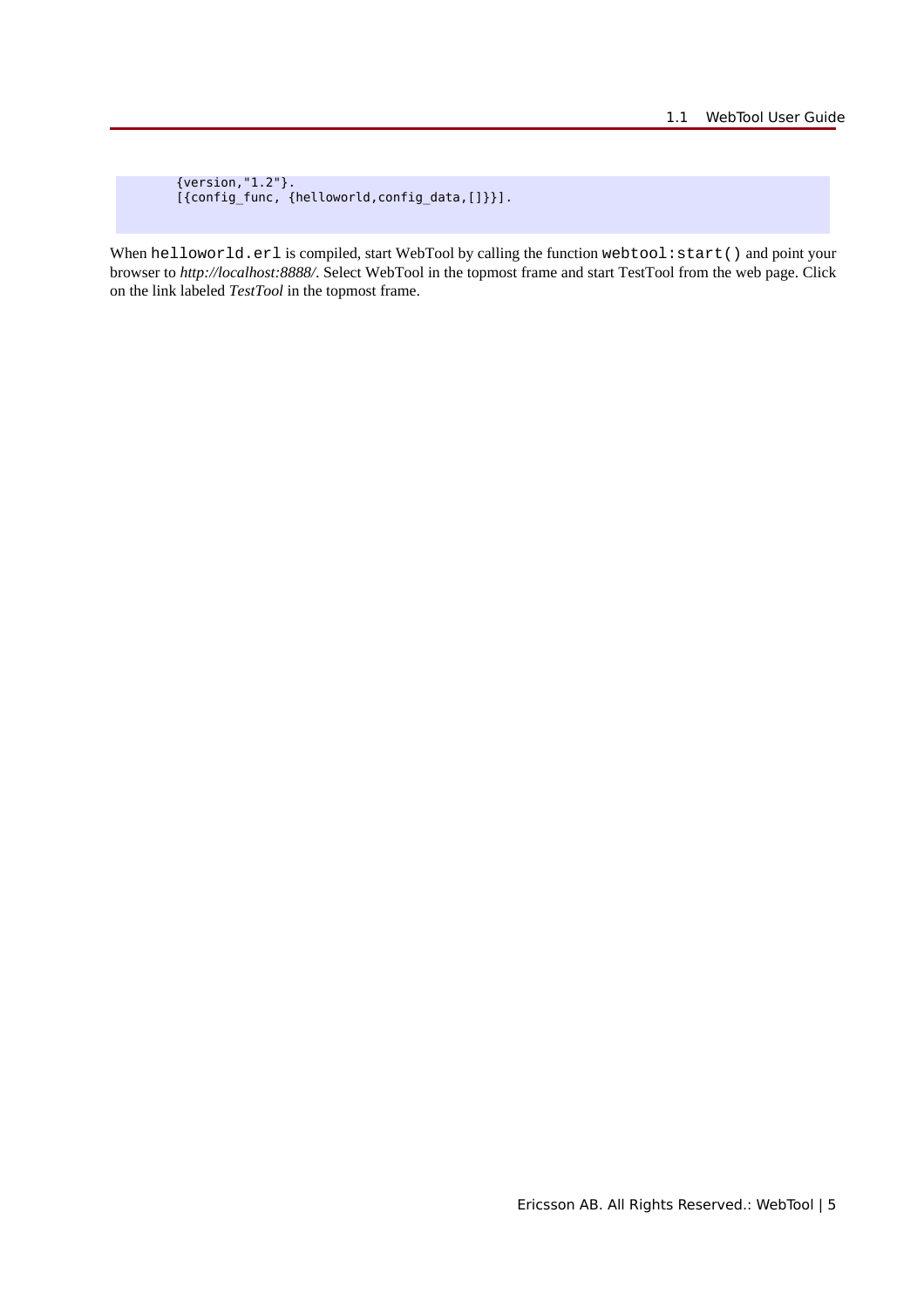```
{version,"1.2"}.
[{config_func, {helloworld,config_data,[]}}].
```

When `helloworld.erl` is compiled, start WebTool by calling the function `webtool:start()` and point your browser to *http://localhost:8888/*. Select WebTool in the topmost frame and start TestTool from the web page. Click on the link labeled *TestTool* in the topmost frame.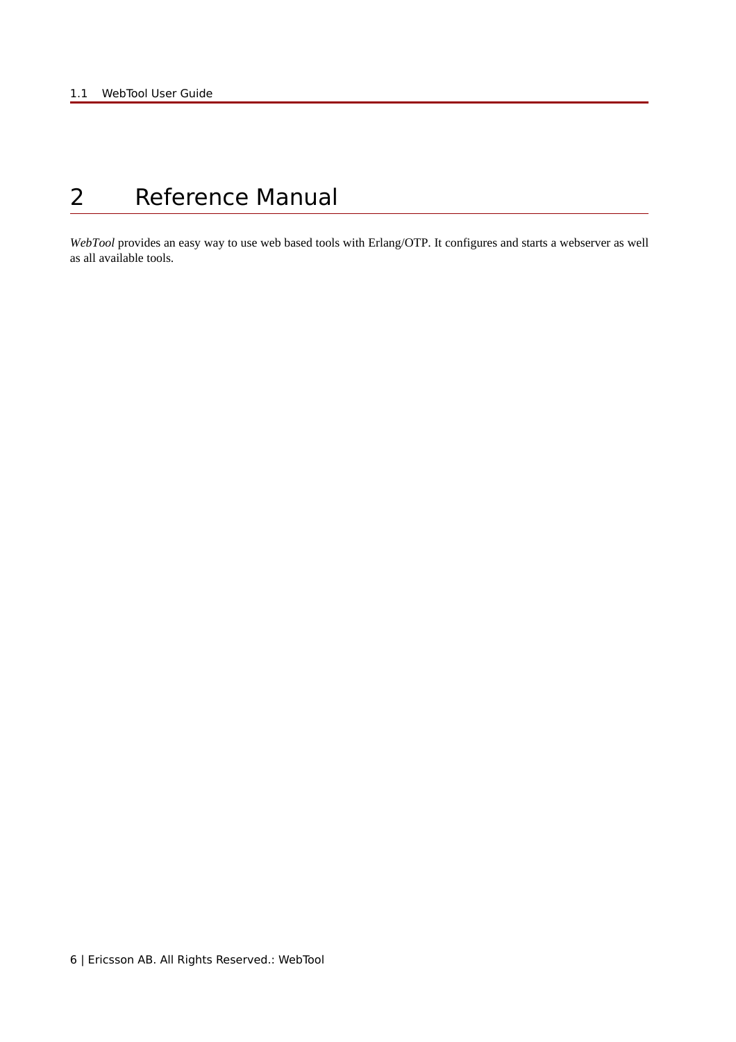# 2 Reference Manual

*WebTool* provides an easy way to use web based tools with Erlang/OTP. It configures and starts a webserver as well as all available tools.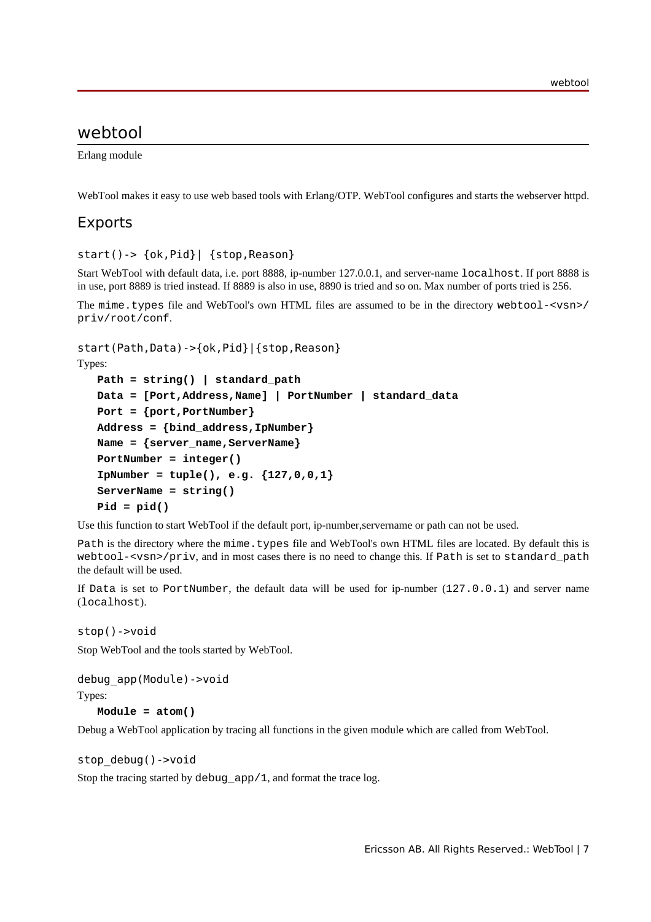# webtool

Erlang module

WebTool makes it easy to use web based tools with Erlang/OTP. WebTool configures and starts the webserver httpd.

## Exports

```
start()-> {ok,Pid}| {stop,Reason}
```

Start WebTool with default data, i.e. port 8888, ip-number 127.0.0.1, and server-name `localhost`. If port 8888 is in use, port 8889 is tried instead. If 8889 is also in use, 8890 is tried and so on. Max number of ports tried is 256.

The `mime.types` file and WebTool's own HTML files are assumed to be in the directory `webtool-<vsn>/priv/root/conf`.

```
start(Path,Data)->{ok,Pid}|{stop,Reason}
```

Types:

```
Path = string() | standard_path
Data = [Port,Address,Name] | PortNumber | standard_data
Port = {port,PortNumber}
Address = {bind_address,IpNumber}
Name = {server_name,ServerName}
PortNumber = integer()
IpNumber = tuple(), e.g. {127,0,0,1}
ServerName = string()
Pid = pid()
```

Use this function to start WebTool if the default port, ip-number,servername or path can not be used.

`Path` is the directory where the `mime.types` file and WebTool's own HTML files are located. By default this is `webtool-<vsn>/priv`, and in most cases there is no need to change this. If `Path` is set to `standard_path` the default will be used.

If `Data` is set to `PortNumber`, the default data will be used for ip-number (`127.0.0.1`) and server name (`localhost`).

```
stop()->void
```

Stop WebTool and the tools started by WebTool.

```
debug_app(Module)->void
```

Types:

```
Module = atom()
```

Debug a WebTool application by tracing all functions in the given module which are called from WebTool.

```
stop_debug()->void
```

Stop the tracing started by `debug_app/1`, and format the trace log.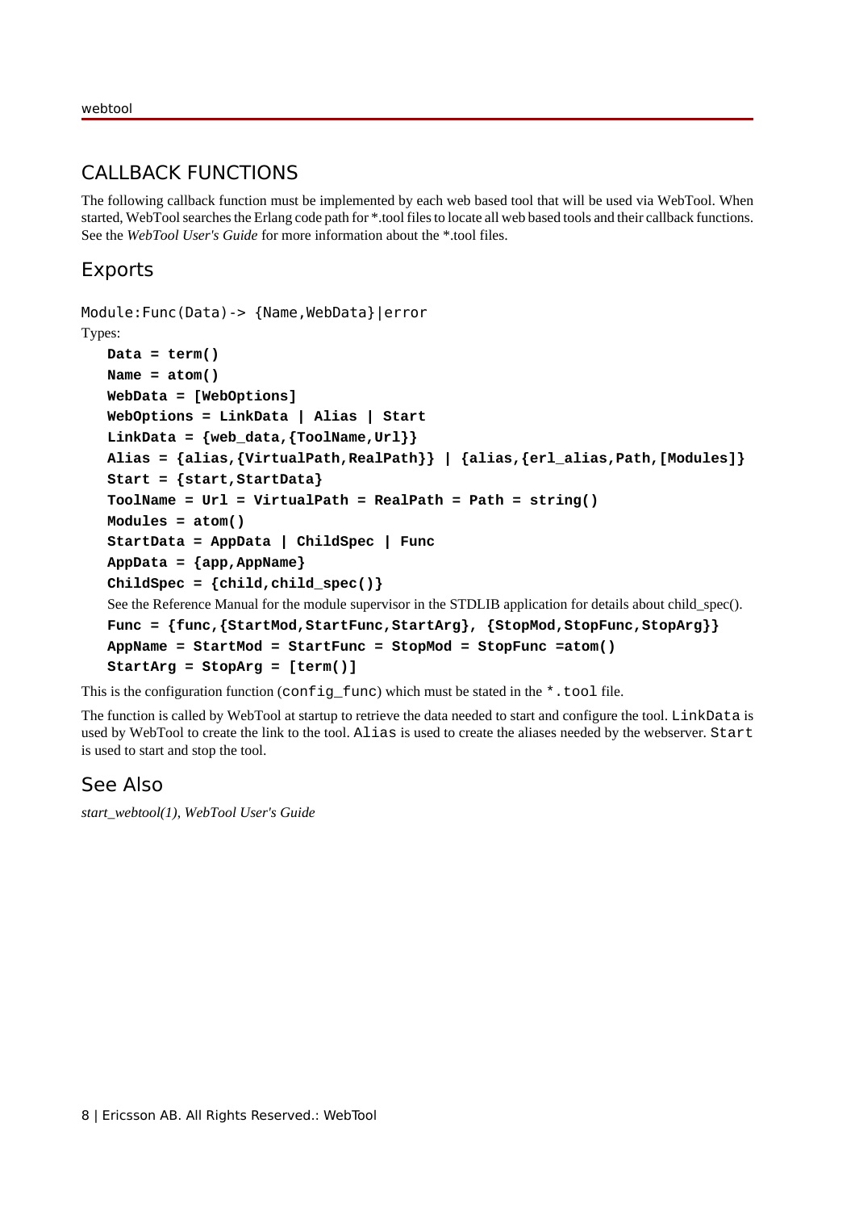## CALLBACK FUNCTIONS

The following callback function must be implemented by each web based tool that will be used via WebTool. When started, WebTool searches the Erlang code path for *.tool files to locate all web based tools and their callback functions. See the *WebTool User's Guide* for more information about the *.tool files.

### Exports

```
Module:Func(Data)-> {Name,WebData}|error
```

Types:

**Data = term()**
**Name = atom()**
**WebData = [WebOptions]**
**WebOptions = LinkData | Alias | Start**
**LinkData = {web_data,{ToolName,Url}}**
**Alias = {alias,{VirtualPath,RealPath}} | {alias,{erl_alias,Path,[Modules]}**
**Start = {start,StartData}**
**ToolName = Url = VirtualPath = RealPath = Path = string()**
**Modules = atom()**
**StartData = AppData | ChildSpec | Func**
**AppData = {app,AppName}**
**ChildSpec = {child,child_spec()}**

See the Reference Manual for the module supervisor in the STDLIB application for details about child_spec().

**Func = {func,{StartMod,StartFunc,StartArg}, {StopMod,StopFunc,StopArg}}**
**AppName = StartMod = StartFunc = StopMod = StopFunc =atom()**
**StartArg = StopArg = [term()]**

This is the configuration function (`config_func`) which must be stated in the `*.tool` file.

The function is called by WebTool at startup to retrieve the data needed to start and configure the tool. `LinkData` is used by WebTool to create the link to the tool. `Alias` is used to create the aliases needed by the webserver. `Start` is used to start and stop the tool.

## See Also

*start_webtool(1)*, *WebTool User's Guide*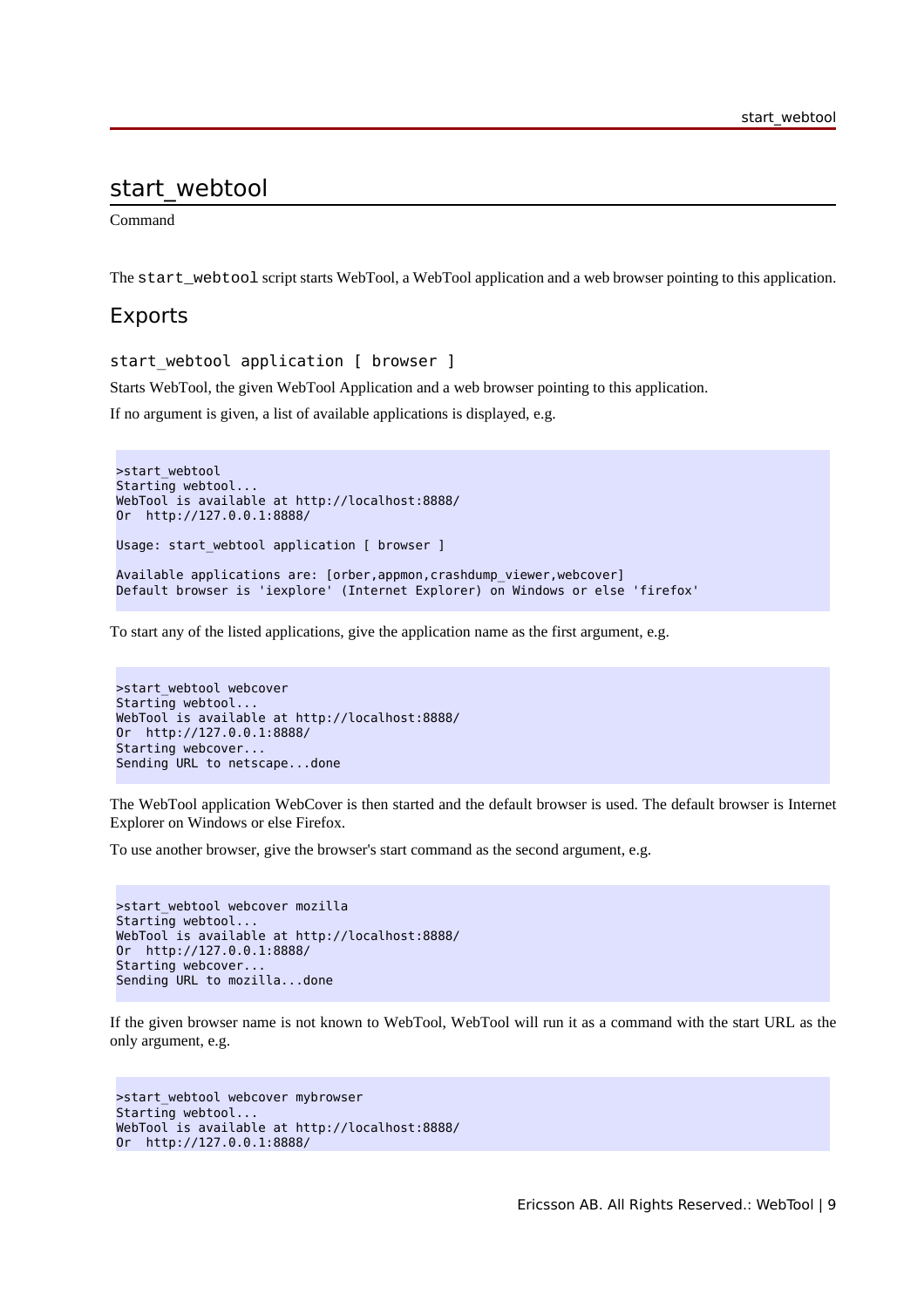# start_webtool

Command

The `start_webtool` script starts WebTool, a WebTool application and a web browser pointing to this application.

## Exports

`start_webtool application [ browser ]`

Starts WebTool, the given WebTool Application and a web browser pointing to this application.

If no argument is given, a list of available applications is displayed, e.g.

```
>start_webtool
Starting webtool...
WebTool is available at http://localhost:8888/
Or  http://127.0.0.1:8888/

Usage: start_webtool application [ browser ]

Available applications are: [orber,appmon,crashdump_viewer,webcover]
Default browser is 'iexplore' (Internet Explorer) on Windows or else 'firefox'
```

To start any of the listed applications, give the application name as the first argument, e.g.

```
>start_webtool webcover
Starting webtool...
WebTool is available at http://localhost:8888/
Or  http://127.0.0.1:8888/
Starting webcover...
Sending URL to netscape...done
```

The WebTool application WebCover is then started and the default browser is used. The default browser is Internet Explorer on Windows or else Firefox.

To use another browser, give the browser's start command as the second argument, e.g.

```
>start_webtool webcover mozilla
Starting webtool...
WebTool is available at http://localhost:8888/
Or  http://127.0.0.1:8888/
Starting webcover...
Sending URL to mozilla...done
```

If the given browser name is not known to WebTool, WebTool will run it as a command with the start URL as the only argument, e.g.

```
>start_webtool webcover mybrowser
Starting webtool...
WebTool is available at http://localhost:8888/
Or  http://127.0.0.1:8888/
```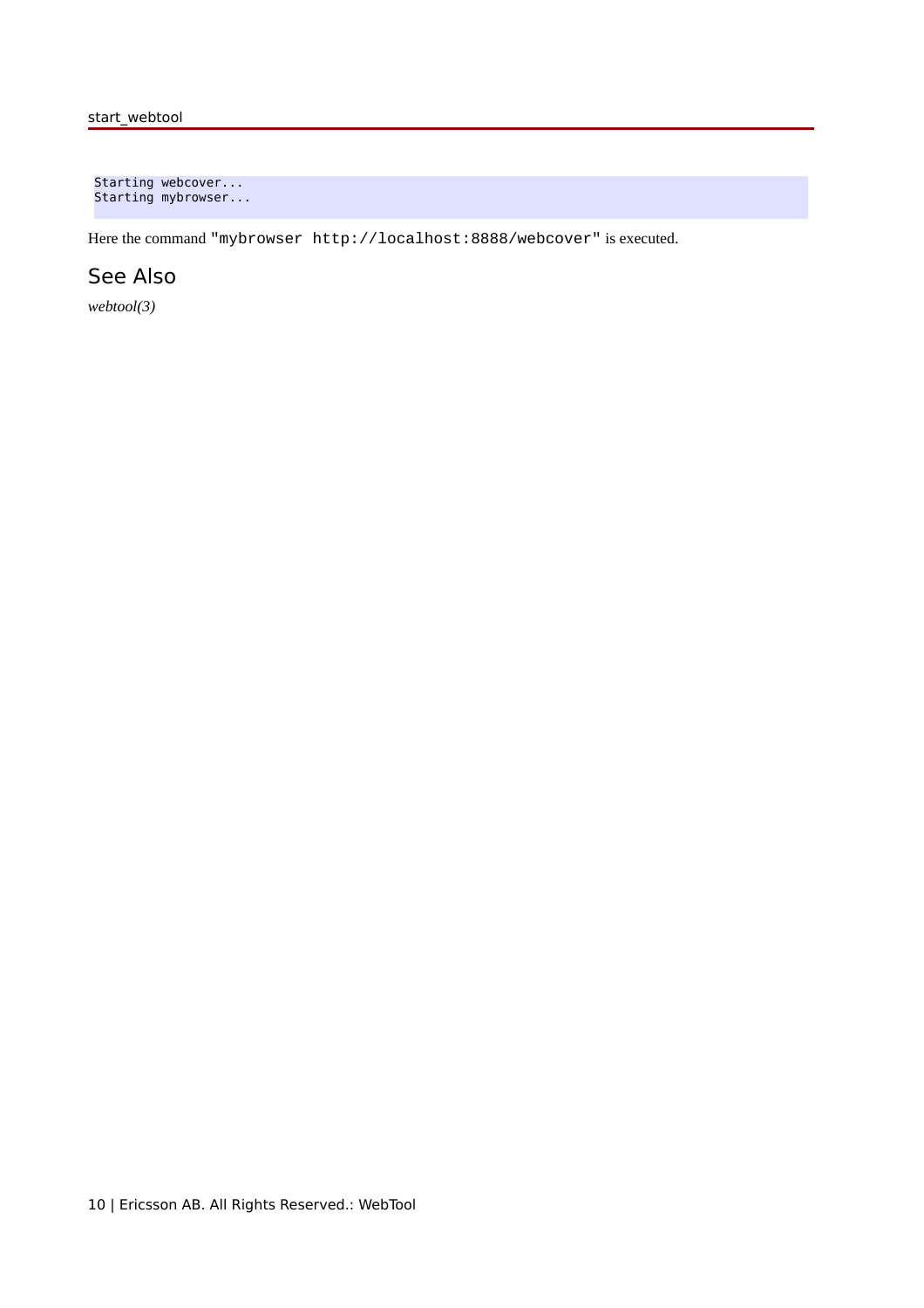```
Starting webcover...
Starting mybrowser...
```

Here the command `"mybrowser http://localhost:8888/webcover"` is executed.

## See Also

*webtool(3)*